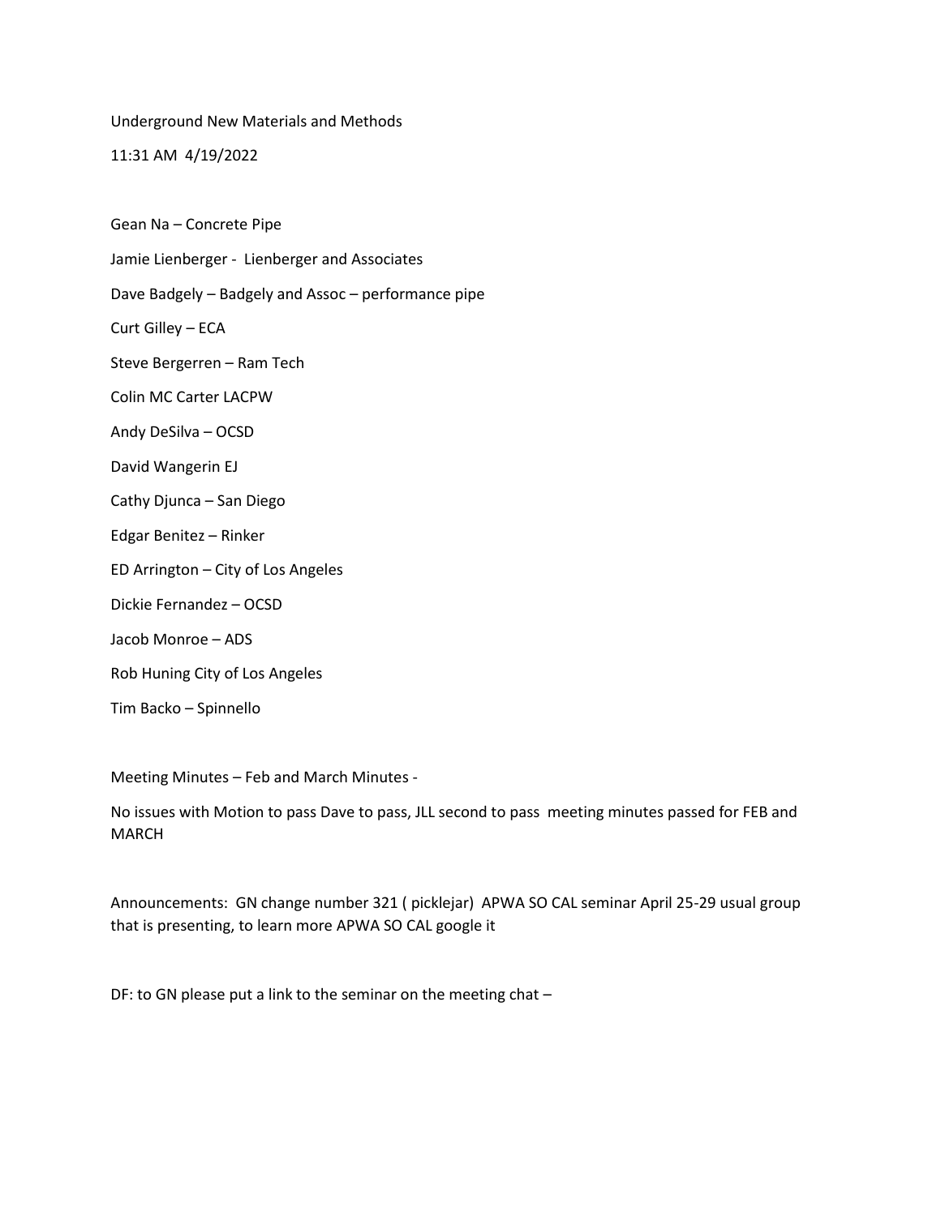Underground New Materials and Methods

11:31 AM 4/19/2022

Gean Na – Concrete Pipe

Jamie Lienberger - Lienberger and Associates

Dave Badgely – Badgely and Assoc – performance pipe

Curt Gilley – ECA

Steve Bergerren – Ram Tech

Colin MC Carter LACPW

Andy DeSilva – OCSD

David Wangerin EJ

Cathy Djunca – San Diego

Edgar Benitez – Rinker

ED Arrington – City of Los Angeles

Dickie Fernandez – OCSD

Jacob Monroe – ADS

Rob Huning City of Los Angeles

Tim Backo – Spinnello

Meeting Minutes – Feb and March Minutes -

No issues with Motion to pass Dave to pass, JLL second to pass meeting minutes passed for FEB and MARCH

Announcements: GN change number 321 ( picklejar) APWA SO CAL seminar April 25-29 usual group that is presenting, to learn more APWA SO CAL google it

DF: to GN please put a link to the seminar on the meeting chat –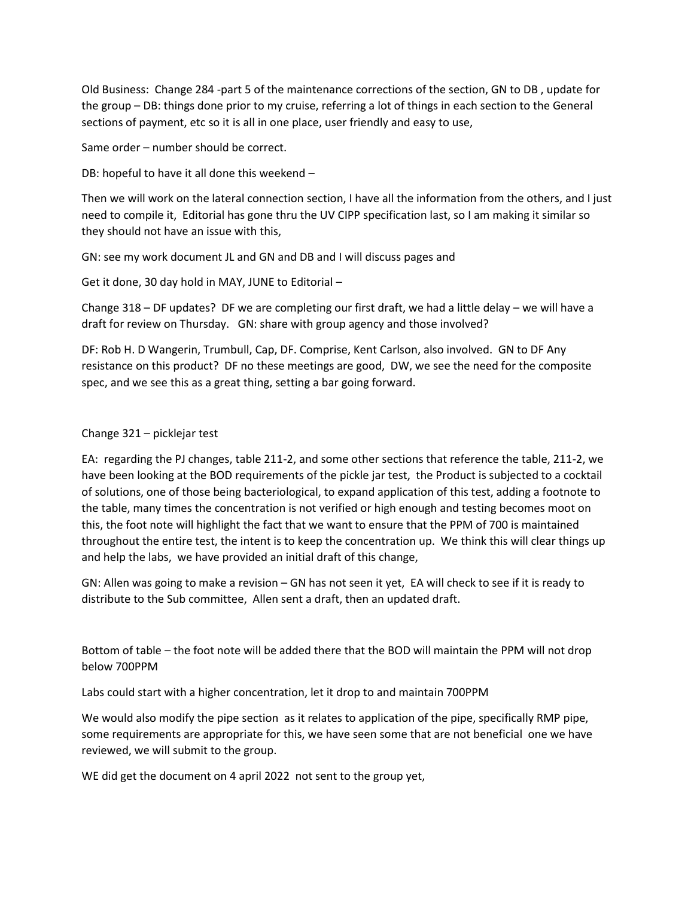Old Business: Change 284 -part 5 of the maintenance corrections of the section, GN to DB , update for the group – DB: things done prior to my cruise, referring a lot of things in each section to the General sections of payment, etc so it is all in one place, user friendly and easy to use,

Same order – number should be correct.

DB: hopeful to have it all done this weekend –

Then we will work on the lateral connection section, I have all the information from the others, and I just need to compile it, Editorial has gone thru the UV CIPP specification last, so I am making it similar so they should not have an issue with this,

GN: see my work document JL and GN and DB and I will discuss pages and

Get it done, 30 day hold in MAY, JUNE to Editorial –

Change 318 – DF updates? DF we are completing our first draft, we had a little delay – we will have a draft for review on Thursday. GN: share with group agency and those involved?

DF: Rob H. D Wangerin, Trumbull, Cap, DF. Comprise, Kent Carlson, also involved. GN to DF Any resistance on this product? DF no these meetings are good, DW, we see the need for the composite spec, and we see this as a great thing, setting a bar going forward.

Change 321 – picklejar test

EA: regarding the PJ changes, table 211-2, and some other sections that reference the table, 211-2, we have been looking at the BOD requirements of the pickle jar test, the Product is subjected to a cocktail of solutions, one of those being bacteriological, to expand application of this test, adding a footnote to the table, many times the concentration is not verified or high enough and testing becomes moot on this, the foot note will highlight the fact that we want to ensure that the PPM of 700 is maintained throughout the entire test, the intent is to keep the concentration up. We think this will clear things up and help the labs, we have provided an initial draft of this change,

GN: Allen was going to make a revision – GN has not seen it yet, EA will check to see if it is ready to distribute to the Sub committee, Allen sent a draft, then an updated draft.

Bottom of table – the foot note will be added there that the BOD will maintain the PPM will not drop below 700PPM

Labs could start with a higher concentration, let it drop to and maintain 700PPM

We would also modify the pipe section as it relates to application of the pipe, specifically RMP pipe, some requirements are appropriate for this, we have seen some that are not beneficial one we have reviewed, we will submit to the group.

WE did get the document on 4 april 2022 not sent to the group yet,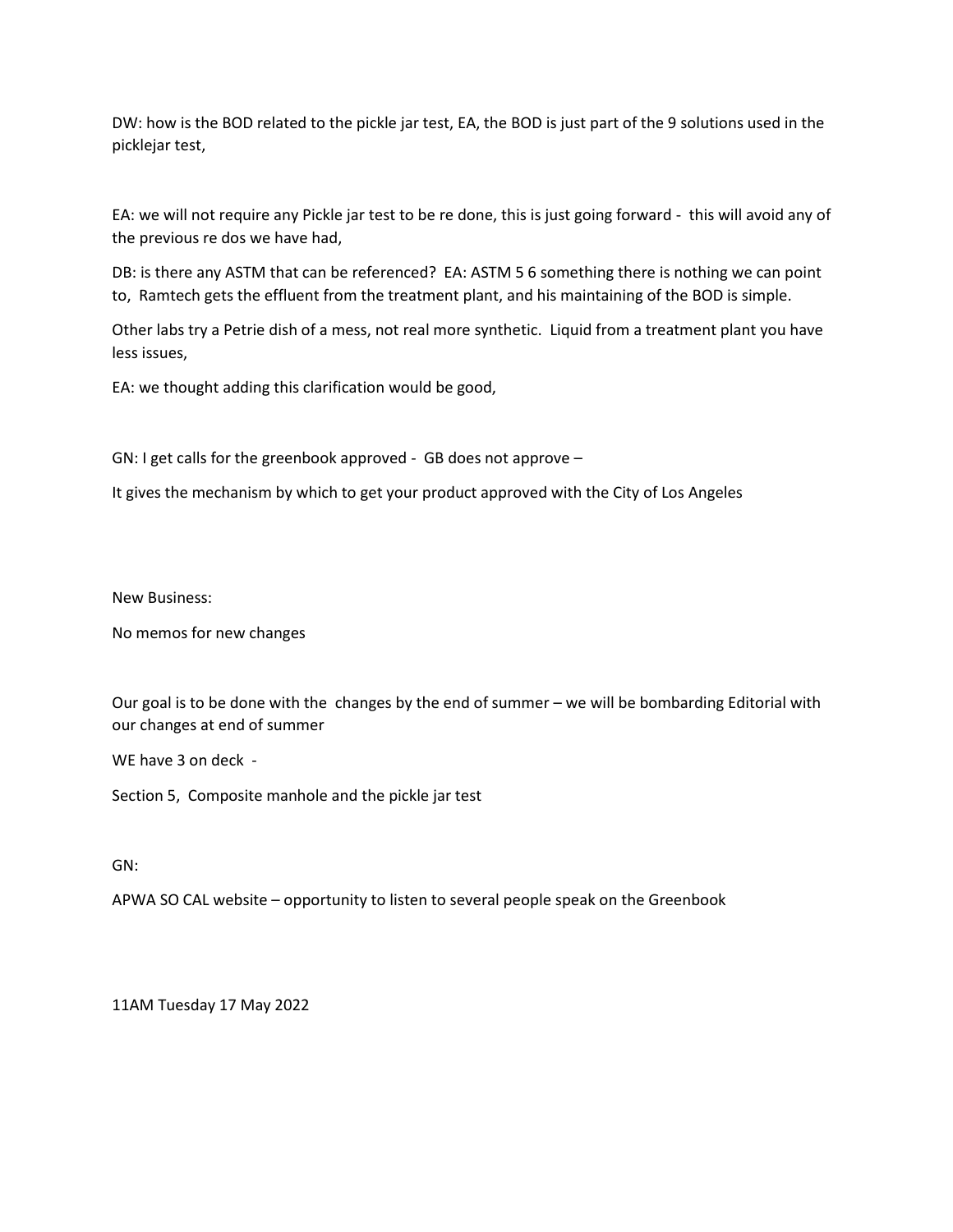DW: how is the BOD related to the pickle jar test, EA, the BOD is just part of the 9 solutions used in the picklejar test,

EA: we will not require any Pickle jar test to be re done, this is just going forward - this will avoid any of the previous re dos we have had,

DB: is there any ASTM that can be referenced? EA: ASTM 5 6 something there is nothing we can point to, Ramtech gets the effluent from the treatment plant, and his maintaining of the BOD is simple.

Other labs try a Petrie dish of a mess, not real more synthetic. Liquid from a treatment plant you have less issues,

EA: we thought adding this clarification would be good,

GN: I get calls for the greenbook approved - GB does not approve –

It gives the mechanism by which to get your product approved with the City of Los Angeles

New Business:

No memos for new changes

Our goal is to be done with the changes by the end of summer – we will be bombarding Editorial with our changes at end of summer

WE have 3 on deck -

Section 5, Composite manhole and the pickle jar test

GN:

APWA SO CAL website – opportunity to listen to several people speak on the Greenbook

11AM Tuesday 17 May 2022